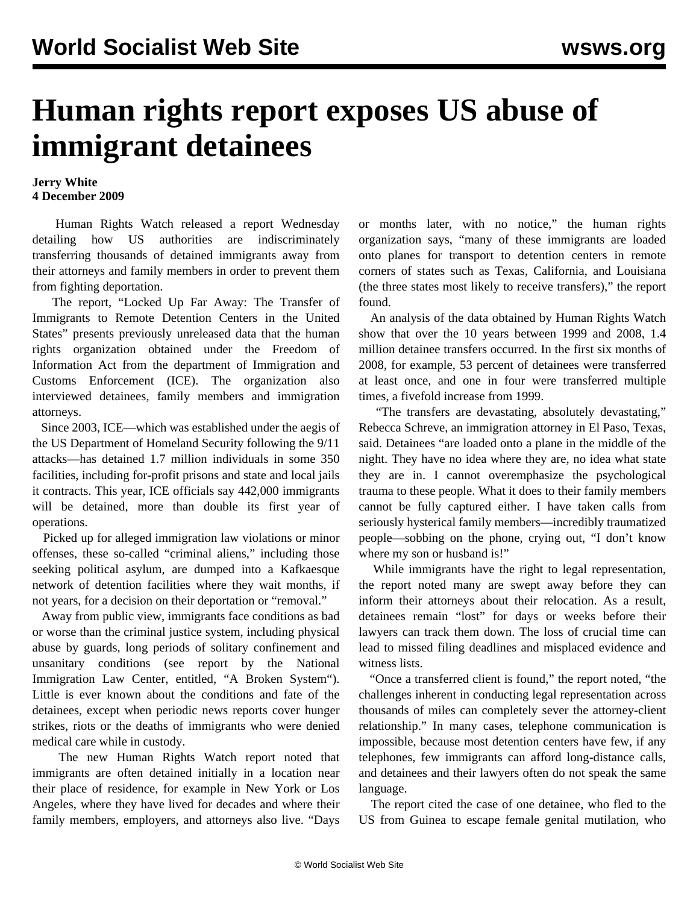# Human rights report exposes US abuse of immigrant detainees

**Jerry White**
**4 December 2009**

Human Rights Watch released a report Wednesday detailing how US authorities are indiscriminately transferring thousands of detained immigrants away from their attorneys and family members in order to prevent them from fighting deportation.

The report, "Locked Up Far Away: The Transfer of Immigrants to Remote Detention Centers in the United States" presents previously unreleased data that the human rights organization obtained under the Freedom of Information Act from the department of Immigration and Customs Enforcement (ICE). The organization also interviewed detainees, family members and immigration attorneys.

Since 2003, ICE—which was established under the aegis of the US Department of Homeland Security following the 9/11 attacks—has detained 1.7 million individuals in some 350 facilities, including for-profit prisons and state and local jails it contracts. This year, ICE officials say 442,000 immigrants will be detained, more than double its first year of operations.

Picked up for alleged immigration law violations or minor offenses, these so-called "criminal aliens," including those seeking political asylum, are dumped into a Kafkaesque network of detention facilities where they wait months, if not years, for a decision on their deportation or "removal."

Away from public view, immigrants face conditions as bad or worse than the criminal justice system, including physical abuse by guards, long periods of solitary confinement and unsanitary conditions (see report by the National Immigration Law Center, entitled, "A Broken System"). Little is ever known about the conditions and fate of the detainees, except when periodic news reports cover hunger strikes, riots or the deaths of immigrants who were denied medical care while in custody.

The new Human Rights Watch report noted that immigrants are often detained initially in a location near their place of residence, for example in New York or Los Angeles, where they have lived for decades and where their family members, employers, and attorneys also live. "Days or months later, with no notice," the human rights organization says, "many of these immigrants are loaded onto planes for transport to detention centers in remote corners of states such as Texas, California, and Louisiana (the three states most likely to receive transfers)," the report found.

An analysis of the data obtained by Human Rights Watch show that over the 10 years between 1999 and 2008, 1.4 million detainee transfers occurred. In the first six months of 2008, for example, 53 percent of detainees were transferred at least once, and one in four were transferred multiple times, a fivefold increase from 1999.

"The transfers are devastating, absolutely devastating," Rebecca Schreve, an immigration attorney in El Paso, Texas, said. Detainees "are loaded onto a plane in the middle of the night. They have no idea where they are, no idea what state they are in. I cannot overemphasize the psychological trauma to these people. What it does to their family members cannot be fully captured either. I have taken calls from seriously hysterical family members—incredibly traumatized people—sobbing on the phone, crying out, "I don't know where my son or husband is!"

While immigrants have the right to legal representation, the report noted many are swept away before they can inform their attorneys about their relocation. As a result, detainees remain "lost" for days or weeks before their lawyers can track them down. The loss of crucial time can lead to missed filing deadlines and misplaced evidence and witness lists.

"Once a transferred client is found," the report noted, "the challenges inherent in conducting legal representation across thousands of miles can completely sever the attorney-client relationship." In many cases, telephone communication is impossible, because most detention centers have few, if any telephones, few immigrants can afford long-distance calls, and detainees and their lawyers often do not speak the same language.

The report cited the case of one detainee, who fled to the US from Guinea to escape female genital mutilation, who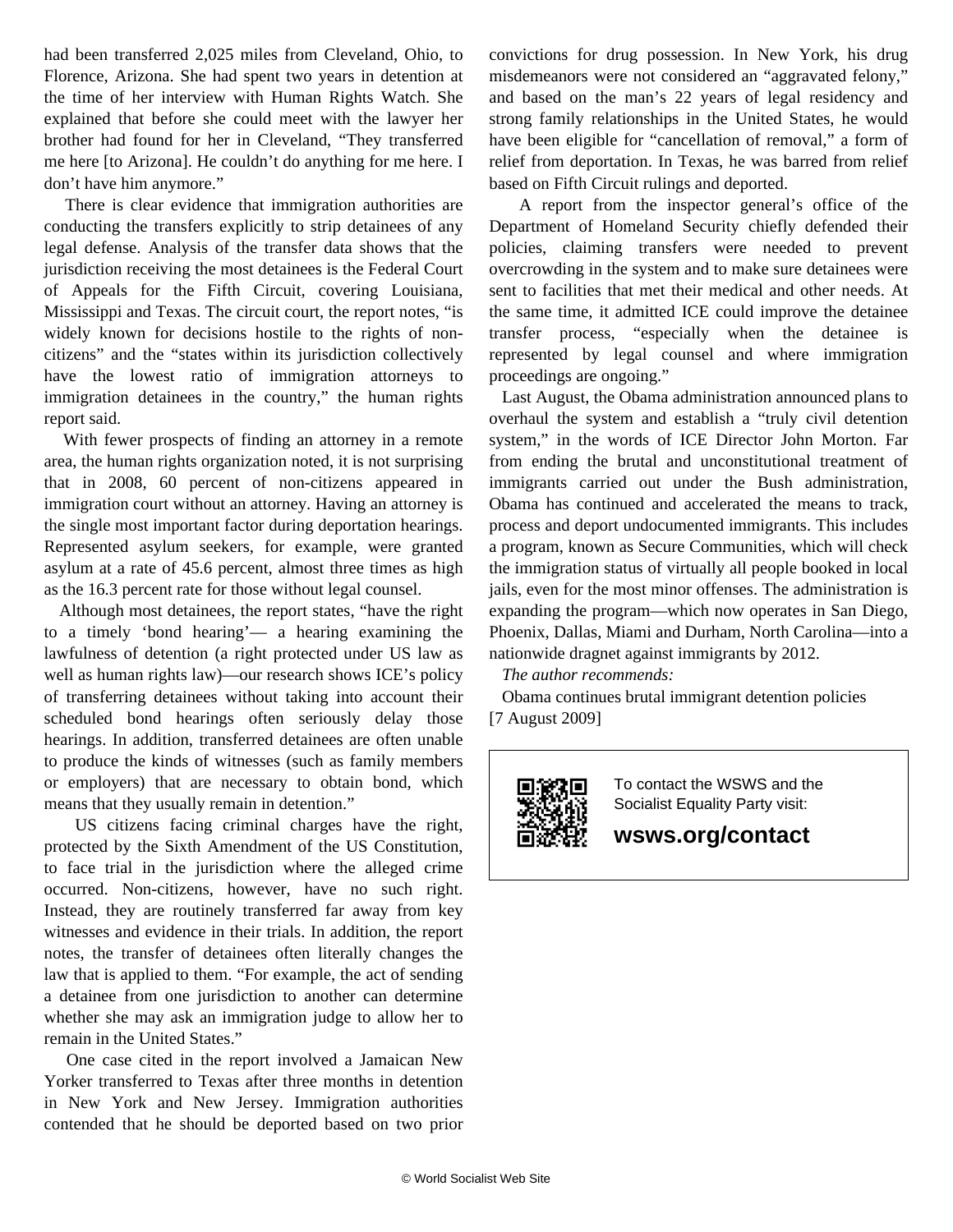had been transferred 2,025 miles from Cleveland, Ohio, to Florence, Arizona. She had spent two years in detention at the time of her interview with Human Rights Watch. She explained that before she could meet with the lawyer her brother had found for her in Cleveland, "They transferred me here [to Arizona]. He couldn't do anything for me here. I don't have him anymore."

There is clear evidence that immigration authorities are conducting the transfers explicitly to strip detainees of any legal defense. Analysis of the transfer data shows that the jurisdiction receiving the most detainees is the Federal Court of Appeals for the Fifth Circuit, covering Louisiana, Mississippi and Texas. The circuit court, the report notes, "is widely known for decisions hostile to the rights of non-citizens" and the "states within its jurisdiction collectively have the lowest ratio of immigration attorneys to immigration detainees in the country," the human rights report said.

With fewer prospects of finding an attorney in a remote area, the human rights organization noted, it is not surprising that in 2008, 60 percent of non-citizens appeared in immigration court without an attorney. Having an attorney is the single most important factor during deportation hearings. Represented asylum seekers, for example, were granted asylum at a rate of 45.6 percent, almost three times as high as the 16.3 percent rate for those without legal counsel.

Although most detainees, the report states, "have the right to a timely 'bond hearing'— a hearing examining the lawfulness of detention (a right protected under US law as well as human rights law)—our research shows ICE's policy of transferring detainees without taking into account their scheduled bond hearings often seriously delay those hearings. In addition, transferred detainees are often unable to produce the kinds of witnesses (such as family members or employers) that are necessary to obtain bond, which means that they usually remain in detention."

US citizens facing criminal charges have the right, protected by the Sixth Amendment of the US Constitution, to face trial in the jurisdiction where the alleged crime occurred. Non-citizens, however, have no such right. Instead, they are routinely transferred far away from key witnesses and evidence in their trials. In addition, the report notes, the transfer of detainees often literally changes the law that is applied to them. "For example, the act of sending a detainee from one jurisdiction to another can determine whether she may ask an immigration judge to allow her to remain in the United States."

One case cited in the report involved a Jamaican New Yorker transferred to Texas after three months in detention in New York and New Jersey. Immigration authorities contended that he should be deported based on two prior convictions for drug possession. In New York, his drug misdemeanors were not considered an "aggravated felony," and based on the man's 22 years of legal residency and strong family relationships in the United States, he would have been eligible for "cancellation of removal," a form of relief from deportation. In Texas, he was barred from relief based on Fifth Circuit rulings and deported.

A report from the inspector general's office of the Department of Homeland Security chiefly defended their policies, claiming transfers were needed to prevent overcrowding in the system and to make sure detainees were sent to facilities that met their medical and other needs. At the same time, it admitted ICE could improve the detainee transfer process, "especially when the detainee is represented by legal counsel and where immigration proceedings are ongoing."

Last August, the Obama administration announced plans to overhaul the system and establish a "truly civil detention system," in the words of ICE Director John Morton. Far from ending the brutal and unconstitutional treatment of immigrants carried out under the Bush administration, Obama has continued and accelerated the means to track, process and deport undocumented immigrants. This includes a program, known as Secure Communities, which will check the immigration status of virtually all people booked in local jails, even for the most minor offenses. The administration is expanding the program—which now operates in San Diego, Phoenix, Dallas, Miami and Durham, North Carolina—into a nationwide dragnet against immigrants by 2012.

*The author recommends:*

Obama continues brutal immigrant detention policies
[7 August 2009]

To contact the WSWS and the Socialist Equality Party visit:

**wsws.org/contact**